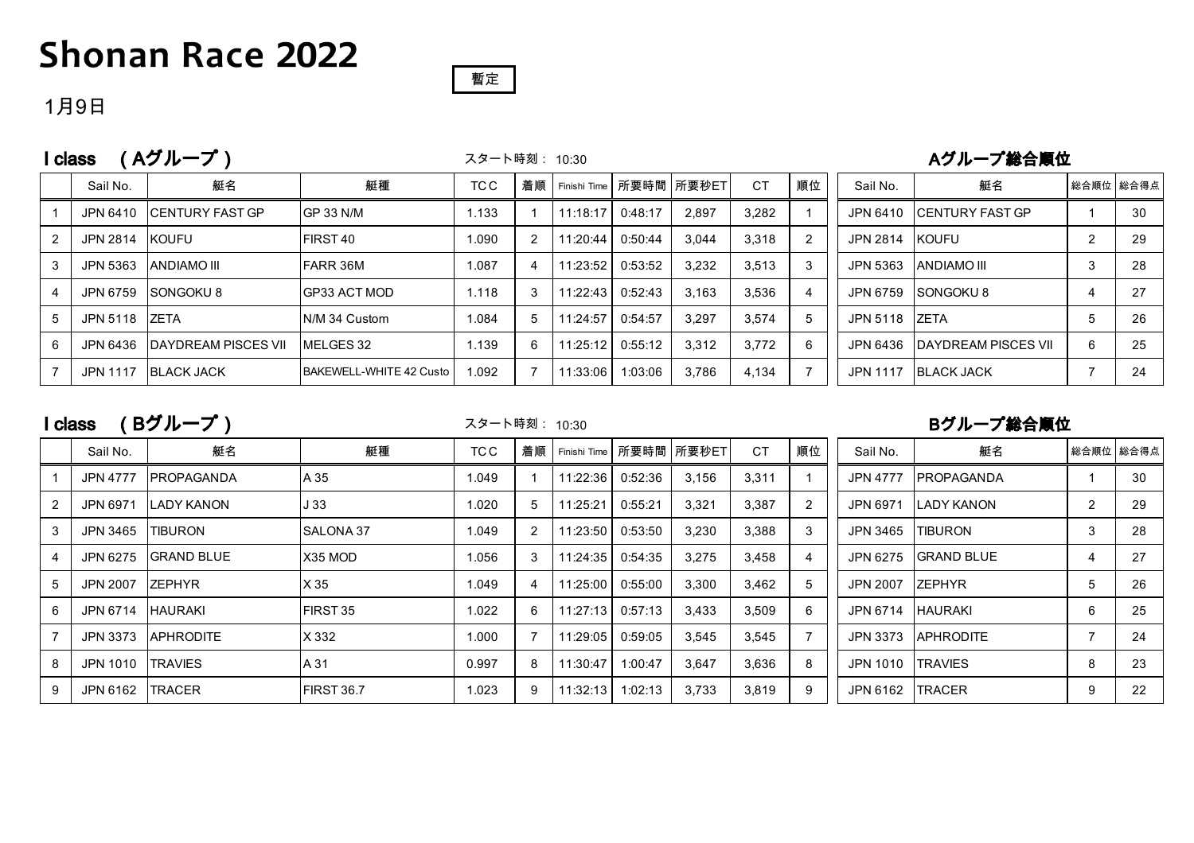# Shonan Race 2022

暫定

1月9日

## I class （Aグループ）

スタート時刻： 10:30

| | Sail No. | 艇名 | 艇種 | TCC | 着順 | Finishi Time | 所要時間 | 所要秒ET | CT | 順位 |
|---|---|---|---|---|---|---|---|---|---|---|
| 1 | JPN 6410 | CENTURY FAST GP | GP 33 N/M | 1.133 | 1 | 11:18:17 | 0:48:17 | 2,897 | 3,282 | 1 |
| 2 | JPN 2814 | KOUFU | FIRST 40 | 1.090 | 2 | 11:20:44 | 0:50:44 | 3,044 | 3,318 | 2 |
| 3 | JPN 5363 | ANDIAMO III | FARR 36M | 1.087 | 4 | 11:23:52 | 0:53:52 | 3,232 | 3,513 | 3 |
| 4 | JPN 6759 | SONGOKU 8 | GP33 ACT MOD | 1.118 | 3 | 11:22:43 | 0:52:43 | 3,163 | 3,536 | 4 |
| 5 | JPN 5118 | ZETA | N/M 34 Custom | 1.084 | 5 | 11:24:57 | 0:54:57 | 3,297 | 3,574 | 5 |
| 6 | JPN 6436 | DAYDREAM PISCES VII | MELGES 32 | 1.139 | 6 | 11:25:12 | 0:55:12 | 3,312 | 3,772 | 6 |
| 7 | JPN 1117 | BLACK JACK | BAKEWELL-WHITE 42 Custo | 1.092 | 7 | 11:33:06 | 1:03:06 | 3,786 | 4,134 | 7 |

### Aグループ総合順位

| Sail No. | 艇名 | 総合順位 | 総合得点 |
|---|---|---|---|
| JPN 6410 | CENTURY FAST GP | 1 | 30 |
| JPN 2814 | KOUFU | 2 | 29 |
| JPN 5363 | ANDIAMO III | 3 | 28 |
| JPN 6759 | SONGOKU 8 | 4 | 27 |
| JPN 5118 | ZETA | 5 | 26 |
| JPN 6436 | DAYDREAM PISCES VII | 6 | 25 |
| JPN 1117 | BLACK JACK | 7 | 24 |

## I class （Bグループ）

スタート時刻： 10:30

| | Sail No. | 艇名 | 艇種 | TCC | 着順 | Finishi Time | 所要時間 | 所要秒ET | CT | 順位 |
|---|---|---|---|---|---|---|---|---|---|---|
| 1 | JPN 4777 | PROPAGANDA | A 35 | 1.049 | 1 | 11:22:36 | 0:52:36 | 3,156 | 3,311 | 1 |
| 2 | JPN 6971 | LADY KANON | J 33 | 1.020 | 5 | 11:25:21 | 0:55:21 | 3,321 | 3,387 | 2 |
| 3 | JPN 3465 | TIBURON | SALONA 37 | 1.049 | 2 | 11:23:50 | 0:53:50 | 3,230 | 3,388 | 3 |
| 4 | JPN 6275 | GRAND BLUE | X35 MOD | 1.056 | 3 | 11:24:35 | 0:54:35 | 3,275 | 3,458 | 4 |
| 5 | JPN 2007 | ZEPHYR | X 35 | 1.049 | 4 | 11:25:00 | 0:55:00 | 3,300 | 3,462 | 5 |
| 6 | JPN 6714 | HAURAKI | FIRST 35 | 1.022 | 6 | 11:27:13 | 0:57:13 | 3,433 | 3,509 | 6 |
| 7 | JPN 3373 | APHRODITE | X 332 | 1.000 | 7 | 11:29:05 | 0:59:05 | 3,545 | 3,545 | 7 |
| 8 | JPN 1010 | TRAVIES | A 31 | 0.997 | 8 | 11:30:47 | 1:00:47 | 3,647 | 3,636 | 8 |
| 9 | JPN 6162 | TRACER | FIRST 36.7 | 1.023 | 9 | 11:32:13 | 1:02:13 | 3,733 | 3,819 | 9 |

### Bグループ総合順位

| Sail No. | 艇名 | 総合順位 | 総合得点 |
|---|---|---|---|
| JPN 4777 | PROPAGANDA | 1 | 30 |
| JPN 6971 | LADY KANON | 2 | 29 |
| JPN 3465 | TIBURON | 3 | 28 |
| JPN 6275 | GRAND BLUE | 4 | 27 |
| JPN 2007 | ZEPHYR | 5 | 26 |
| JPN 6714 | HAURAKI | 6 | 25 |
| JPN 3373 | APHRODITE | 7 | 24 |
| JPN 1010 | TRAVIES | 8 | 23 |
| JPN 6162 | TRACER | 9 | 22 |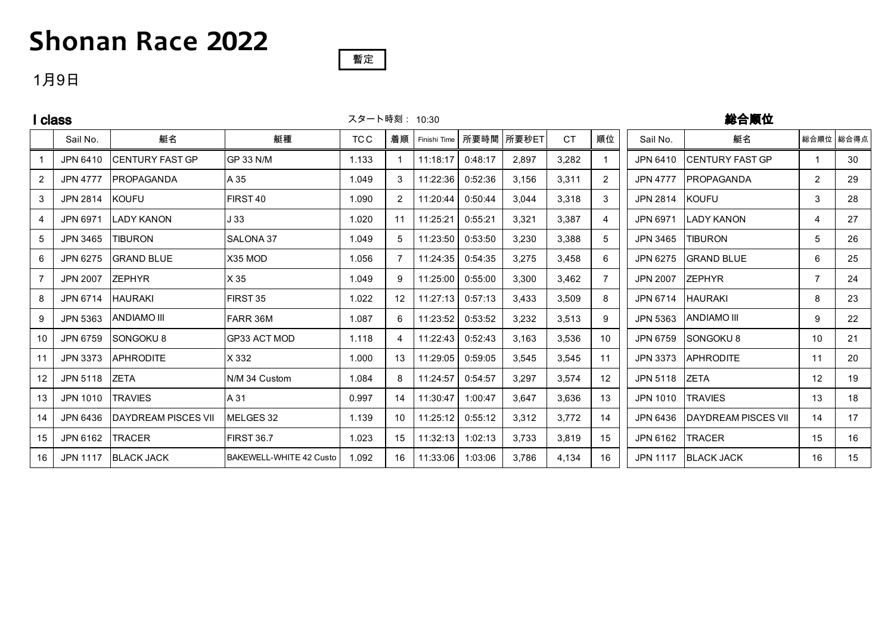# Shonan Race 2022

暫定

1月9日

## I class

スタート時刻： 10:30

|  | Sail No. | 艇名 | 艇種 | TCC | 着順 | Finishi Time | 所要時間 | 所要秒ET | CT | 順位 |
|---|---|---|---|---|---|---|---|---|---|---|
| 1 | JPN 6410 | CENTURY FAST GP | GP 33 N/M | 1.133 | 1 | 11:18:17 | 0:48:17 | 2,897 | 3,282 | 1 |
| 2 | JPN 4777 | PROPAGANDA | A 35 | 1.049 | 3 | 11:22:36 | 0:52:36 | 3,156 | 3,311 | 2 |
| 3 | JPN 2814 | KOUFU | FIRST 40 | 1.090 | 2 | 11:20:44 | 0:50:44 | 3,044 | 3,318 | 3 |
| 4 | JPN 6971 | LADY KANON | J 33 | 1.020 | 11 | 11:25:21 | 0:55:21 | 3,321 | 3,387 | 4 |
| 5 | JPN 3465 | TIBURON | SALONA 37 | 1.049 | 5 | 11:23:50 | 0:53:50 | 3,230 | 3,388 | 5 |
| 6 | JPN 6275 | GRAND BLUE | X35 MOD | 1.056 | 7 | 11:24:35 | 0:54:35 | 3,275 | 3,458 | 6 |
| 7 | JPN 2007 | ZEPHYR | X 35 | 1.049 | 9 | 11:25:00 | 0:55:00 | 3,300 | 3,462 | 7 |
| 8 | JPN 6714 | HAURAKI | FIRST 35 | 1.022 | 12 | 11:27:13 | 0:57:13 | 3,433 | 3,509 | 8 |
| 9 | JPN 5363 | ANDIAMO III | FARR 36M | 1.087 | 6 | 11:23:52 | 0:53:52 | 3,232 | 3,513 | 9 |
| 10 | JPN 6759 | SONGOKU 8 | GP33 ACT MOD | 1.118 | 4 | 11:22:43 | 0:52:43 | 3,163 | 3,536 | 10 |
| 11 | JPN 3373 | APHRODITE | X 332 | 1.000 | 13 | 11:29:05 | 0:59:05 | 3,545 | 3,545 | 11 |
| 12 | JPN 5118 | ZETA | N/M 34 Custom | 1.084 | 8 | 11:24:57 | 0:54:57 | 3,297 | 3,574 | 12 |
| 13 | JPN 1010 | TRAVIES | A 31 | 0.997 | 14 | 11:30:47 | 1:00:47 | 3,647 | 3,636 | 13 |
| 14 | JPN 6436 | DAYDREAM PISCES VII | MELGES 32 | 1.139 | 10 | 11:25:12 | 0:55:12 | 3,312 | 3,772 | 14 |
| 15 | JPN 6162 | TRACER | FIRST 36.7 | 1.023 | 15 | 11:32:13 | 1:02:13 | 3,733 | 3,819 | 15 |
| 16 | JPN 1117 | BLACK JACK | BAKEWELL-WHITE 42 Custo | 1.092 | 16 | 11:33:06 | 1:03:06 | 3,786 | 4,134 | 16 |

## 総合順位

| Sail No. | 艇名 | 総合順位 | 総合得点 |
|---|---|---|---|
| JPN 6410 | CENTURY FAST GP | 1 | 30 |
| JPN 4777 | PROPAGANDA | 2 | 29 |
| JPN 2814 | KOUFU | 3 | 28 |
| JPN 6971 | LADY KANON | 4 | 27 |
| JPN 3465 | TIBURON | 5 | 26 |
| JPN 6275 | GRAND BLUE | 6 | 25 |
| JPN 2007 | ZEPHYR | 7 | 24 |
| JPN 6714 | HAURAKI | 8 | 23 |
| JPN 5363 | ANDIAMO III | 9 | 22 |
| JPN 6759 | SONGOKU 8 | 10 | 21 |
| JPN 3373 | APHRODITE | 11 | 20 |
| JPN 5118 | ZETA | 12 | 19 |
| JPN 1010 | TRAVIES | 13 | 18 |
| JPN 6436 | DAYDREAM PISCES VII | 14 | 17 |
| JPN 6162 | TRACER | 15 | 16 |
| JPN 1117 | BLACK JACK | 16 | 15 |